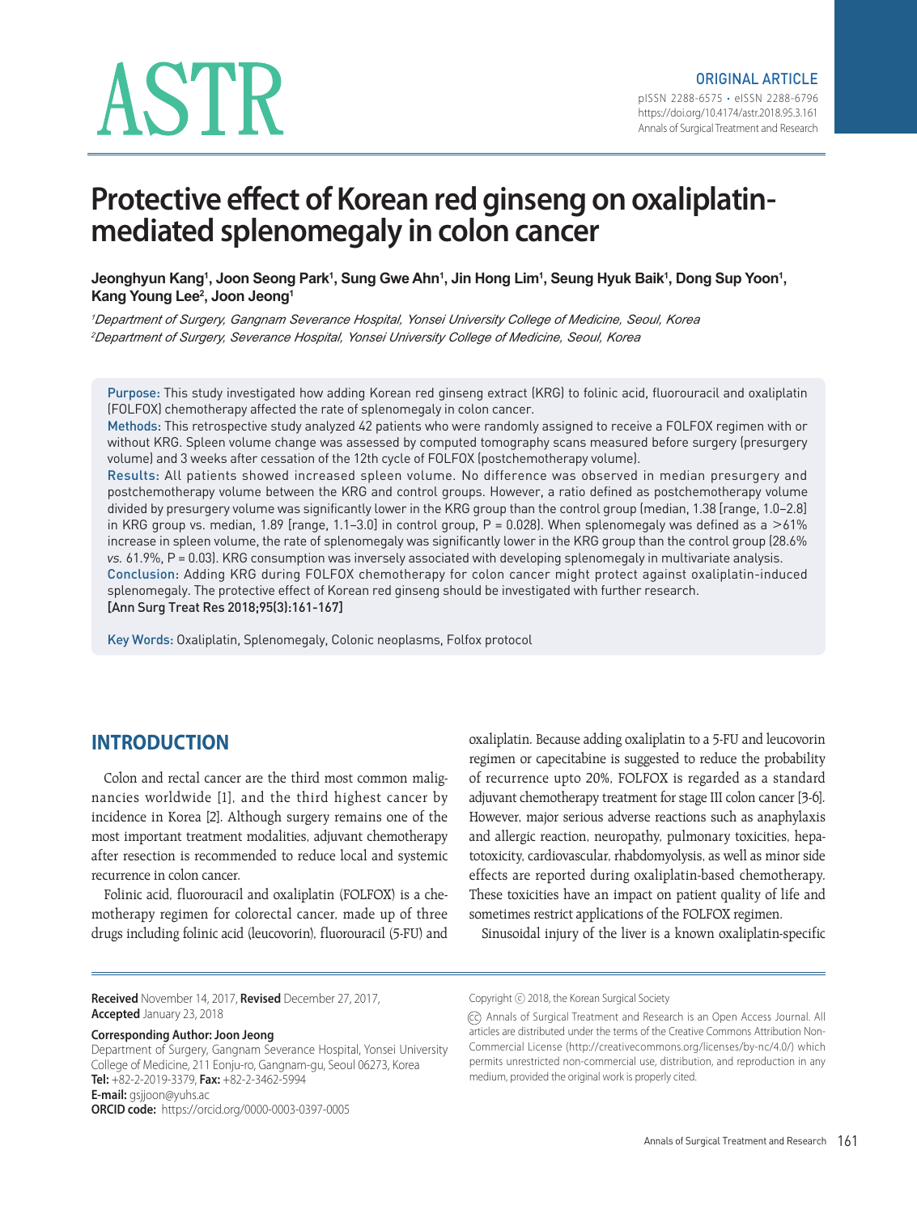ORIGINAL ARTICLE

pISSN 2288-6575 • eISSN 2288-6796
https://doi.org/10.4174/astr.2018.95.3.161
Annals of Surgical Treatment and Research

# Protective effect of Korean red ginseng on oxaliplatin-mediated splenomegaly in colon cancer

**Jeonghyun Kang[1], Joon Seong Park[1], Sung Gwe Ahn[1], Jin Hong Lim[1], Seung Hyuk Baik[1], Dong Sup Yoon[1], Kang Young Lee[2], Joon Jeong[1]**

*[1]Department of Surgery, Gangnam Severance Hospital, Yonsei University College of Medicine, Seoul, Korea*
*[2]Department of Surgery, Severance Hospital, Yonsei University College of Medicine, Seoul, Korea*

**Purpose:** This study investigated how adding Korean red ginseng extract (KRG) to folinic acid, fluorouracil and oxaliplatin (FOLFOX) chemotherapy affected the rate of splenomegaly in colon cancer.

**Methods:** This retrospective study analyzed 42 patients who were randomly assigned to receive a FOLFOX regimen with or without KRG. Spleen volume change was assessed by computed tomography scans measured before surgery (presurgery volume) and 3 weeks after cessation of the 12th cycle of FOLFOX (postchemotherapy volume).

**Results:** All patients showed increased spleen volume. No difference was observed in median presurgery and postchemotherapy volume between the KRG and control groups. However, a ratio defined as postchemotherapy volume divided by presurgery volume was significantly lower in the KRG group than the control group (median, 1.38 [range, 1.0–2.8] in KRG group vs. median, 1.89 [range, 1.1–3.0] in control group, P = 0.028). When splenomegaly was defined as a >61% increase in spleen volume, the rate of splenomegaly was significantly lower in the KRG group than the control group (28.6% *vs.* 61.9%, P = 0.03). KRG consumption was inversely associated with developing splenomegaly in multivariate analysis.

**Conclusion:** Adding KRG during FOLFOX chemotherapy for colon cancer might protect against oxaliplatin-induced splenomegaly. The protective effect of Korean red ginseng should be investigated with further research.

**[Ann Surg Treat Res 2018;95(3):161-167]**

**Key Words:** Oxaliplatin, Splenomegaly, Colonic neoplasms, Folfox protocol

## INTRODUCTION

Colon and rectal cancer are the third most common malignancies worldwide [1], and the third highest cancer by incidence in Korea [2]. Although surgery remains one of the most important treatment modalities, adjuvant chemotherapy after resection is recommended to reduce local and systemic recurrence in colon cancer.

Folinic acid, fluorouracil and oxaliplatin (FOLFOX) is a chemotherapy regimen for colorectal cancer, made up of three drugs including folinic acid (leucovorin), fluorouracil (5-FU) and oxaliplatin. Because adding oxaliplatin to a 5-FU and leucovorin regimen or capecitabine is suggested to reduce the probability of recurrence upto 20%, FOLFOX is regarded as a standard adjuvant chemotherapy treatment for stage III colon cancer [3-6]. However, major serious adverse reactions such as anaphylaxis and allergic reaction, neuropathy, pulmonary toxicities, hepatotoxicity, cardiovascular, rhabdomyolysis, as well as minor side effects are reported during oxaliplatin-based chemotherapy. These toxicities have an impact on patient quality of life and sometimes restrict applications of the FOLFOX regimen.

Sinusoidal injury of the liver is a known oxaliplatin-specific

**Received** November 14, 2017, **Revised** December 27, 2017, **Accepted** January 23, 2018

**Corresponding Author: Joon Jeong**
Department of Surgery, Gangnam Severance Hospital, Yonsei University College of Medicine, 211 Eonju-ro, Gangnam-gu, Seoul 06273, Korea
**Tel:** +82-2-2019-3379, **Fax:** +82-2-3462-5994
**E-mail:** gsjjoon@yuhs.ac
**ORCID code:** https://orcid.org/0000-0003-0397-0005

Copyright ⓒ 2018, the Korean Surgical Society

Annals of Surgical Treatment and Research is an Open Access Journal. All articles are distributed under the terms of the Creative Commons Attribution Non-Commercial License (http://creativecommons.org/licenses/by-nc/4.0/) which permits unrestricted non-commercial use, distribution, and reproduction in any medium, provided the original work is properly cited.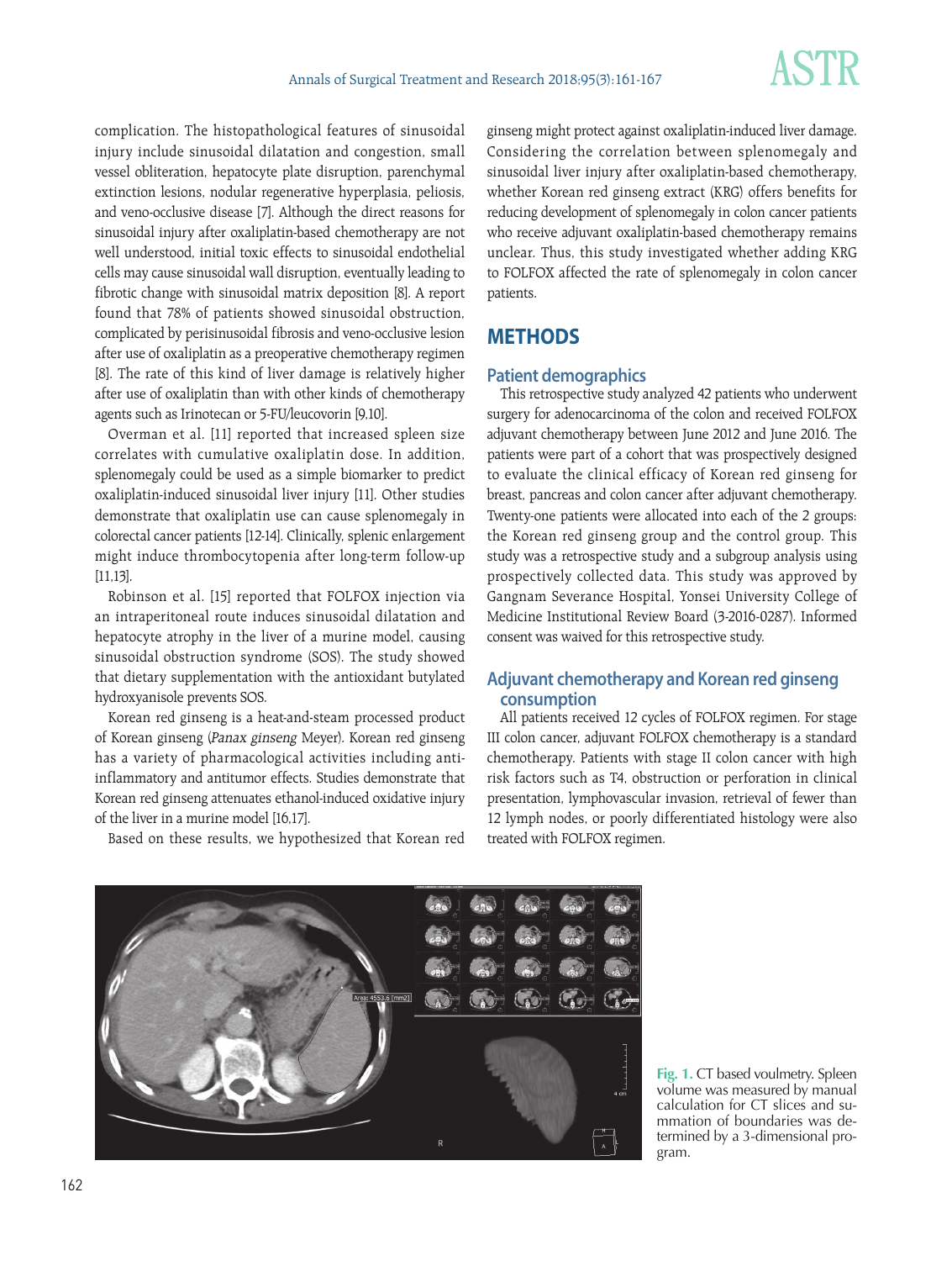complication. The histopathological features of sinusoidal injury include sinusoidal dilatation and congestion, small vessel obliteration, hepatocyte plate disruption, parenchymal extinction lesions, nodular regenerative hyperplasia, peliosis, and veno-occlusive disease [7]. Although the direct reasons for sinusoidal injury after oxaliplatin-based chemotherapy are not well understood, initial toxic effects to sinusoidal endothelial cells may cause sinusoidal wall disruption, eventually leading to fibrotic change with sinusoidal matrix deposition [8]. A report found that 78% of patients showed sinusoidal obstruction, complicated by perisinusoidal fibrosis and veno-occlusive lesion after use of oxaliplatin as a preoperative chemotherapy regimen [8]. The rate of this kind of liver damage is relatively higher after use of oxaliplatin than with other kinds of chemotherapy agents such as Irinotecan or 5-FU/leucovorin [9,10].

Overman et al. [11] reported that increased spleen size correlates with cumulative oxaliplatin dose. In addition, splenomegaly could be used as a simple biomarker to predict oxaliplatin-induced sinusoidal liver injury [11]. Other studies demonstrate that oxaliplatin use can cause splenomegaly in colorectal cancer patients [12-14]. Clinically, splenic enlargement might induce thrombocytopenia after long-term follow-up [11,13].

Robinson et al. [15] reported that FOLFOX injection via an intraperitoneal route induces sinusoidal dilatation and hepatocyte atrophy in the liver of a murine model, causing sinusoidal obstruction syndrome (SOS). The study showed that dietary supplementation with the antioxidant butylated hydroxyanisole prevents SOS.

Korean red ginseng is a heat-and-steam processed product of Korean ginseng (*Panax ginseng* Meyer). Korean red ginseng has a variety of pharmacological activities including anti-inflammatory and antitumor effects. Studies demonstrate that Korean red ginseng attenuates ethanol-induced oxidative injury of the liver in a murine model [16,17].

Based on these results, we hypothesized that Korean red ginseng might protect against oxaliplatin-induced liver damage. Considering the correlation between splenomegaly and sinusoidal liver injury after oxaliplatin-based chemotherapy, whether Korean red ginseng extract (KRG) offers benefits for reducing development of splenomegaly in colon cancer patients who receive adjuvant oxaliplatin-based chemotherapy remains unclear. Thus, this study investigated whether adding KRG to FOLFOX affected the rate of splenomegaly in colon cancer patients.

## METHODS

### Patient demographics

This retrospective study analyzed 42 patients who underwent surgery for adenocarcinoma of the colon and received FOLFOX adjuvant chemotherapy between June 2012 and June 2016. The patients were part of a cohort that was prospectively designed to evaluate the clinical efficacy of Korean red ginseng for breast, pancreas and colon cancer after adjuvant chemotherapy. Twenty-one patients were allocated into each of the 2 groups: the Korean red ginseng group and the control group. This study was a retrospective study and a subgroup analysis using prospectively collected data. This study was approved by Gangnam Severance Hospital, Yonsei University College of Medicine Institutional Review Board (3-2016-0287). Informed consent was waived for this retrospective study.

### Adjuvant chemotherapy and Korean red ginseng consumption

All patients received 12 cycles of FOLFOX regimen. For stage III colon cancer, adjuvant FOLFOX chemotherapy is a standard chemotherapy. Patients with stage II colon cancer with high risk factors such as T4, obstruction or perforation in clinical presentation, lymphovascular invasion, retrieval of fewer than 12 lymph nodes, or poorly differentiated histology were also treated with FOLFOX regimen.

**Fig. 1.** CT based voulmetry. Spleen volume was measured by manual calculation for CT slices and summation of boundaries was determined by a 3-dimensional program.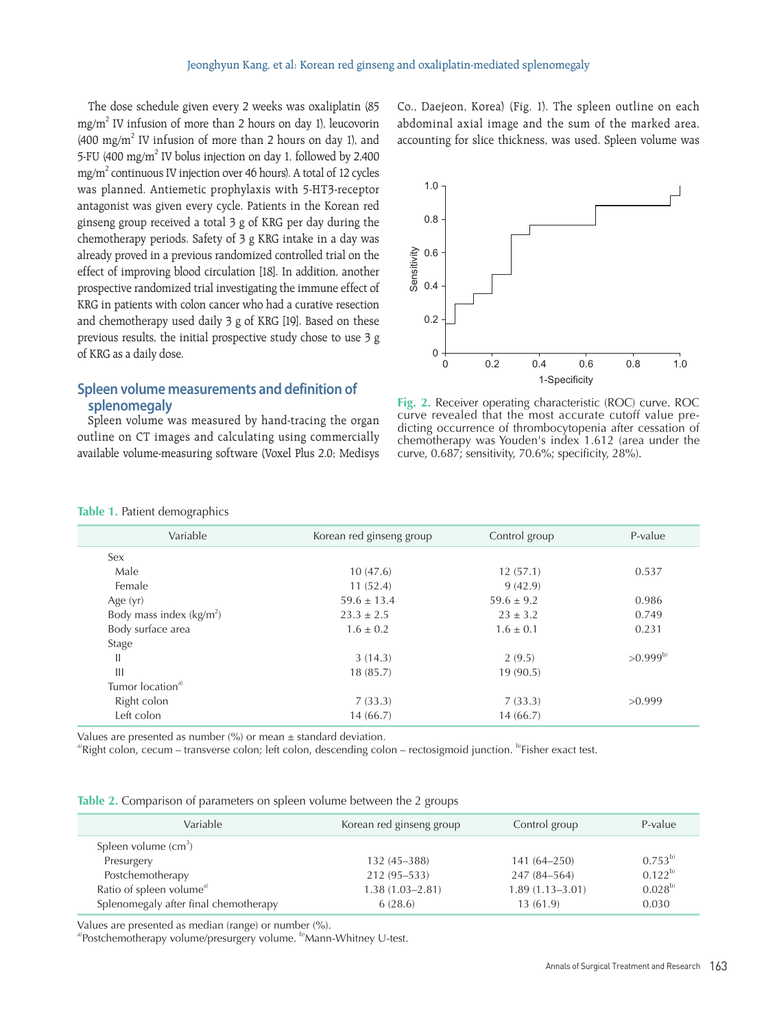The dose schedule given every 2 weeks was oxaliplatin (85 mg/m$^2$ IV infusion of more than 2 hours on day 1), leucovorin (400 mg/m$^2$ IV infusion of more than 2 hours on day 1), and 5-FU (400 mg/m$^2$ IV bolus injection on day 1, followed by 2,400 mg/m$^2$ continuous IV injection over 46 hours). A total of 12 cycles was planned. Antiemetic prophylaxis with 5-HT3-receptor antagonist was given every cycle. Patients in the Korean red ginseng group received a total 3 g of KRG per day during the chemotherapy periods. Safety of 3 g KRG intake in a day was already proved in a previous randomized controlled trial on the effect of improving blood circulation [18]. In addition, another prospective randomized trial investigating the immune effect of KRG in patients with colon cancer who had a curative resection and chemotherapy used daily 3 g of KRG [19]. Based on these previous results, the initial prospective study chose to use 3 g of KRG as a daily dose.

## Spleen volume measurements and definition of splenomegaly

Spleen volume was measured by hand-tracing the organ outline on CT images and calculating using commercially available volume-measuring software (Voxel Plus 2.0; Medisys Co., Daejeon, Korea) (Fig. 1). The spleen outline on each abdominal axial image and the sum of the marked area, accounting for slice thickness, was used. Spleen volume was

**Fig. 2.** Receiver operating characteristic (ROC) curve. ROC curve revealed that the most accurate cutoff value predicting occurrence of thrombocytopenia after cessation of chemotherapy was Youden's index 1.612 (area under the curve, 0.687; sensitivity, 70.6%; specificity, 28%).

**Table 1.** Patient demographics

| Variable | Korean red ginseng group | Control group | P-value |
|---|---|---|---|
| Sex | | | |
| Male | 10 (47.6) | 12 (57.1) | 0.537 |
| Female | 11 (52.4) | 9 (42.9) | |
| Age (yr) | 59.6 ± 13.4 | 59.6 ± 9.2 | 0.986 |
| Body mass index (kg/m$^2$) | 23.3 ± 2.5 | 23 ± 3.2 | 0.749 |
| Body surface area | 1.6 ± 0.2 | 1.6 ± 0.1 | 0.231 |
| Stage | | | |
| II | 3 (14.3) | 2 (9.5) | >0.999[b] |
| III | 18 (85.7) | 19 (90.5) | |
| Tumor location[a] | | | |
| Right colon | 7 (33.3) | 7 (33.3) | >0.999 |
| Left colon | 14 (66.7) | 14 (66.7) | |

Values are presented as number (%) or mean ± standard deviation.
[a]Right colon, cecum – transverse colon; left colon, descending colon – rectosigmoid junction. [b]Fisher exact test.

**Table 2.** Comparison of parameters on spleen volume between the 2 groups

| Variable | Korean red ginseng group | Control group | P-value |
|---|---|---|---|
| Spleen volume (cm$^3$) | | | |
| Presurgery | 132 (45–388) | 141 (64–250) | 0.753[b] |
| Postchemotherapy | 212 (95–533) | 247 (84–564) | 0.122[b] |
| Ratio of spleen volume[a] | 1.38 (1.03–2.81) | 1.89 (1.13–3.01) | 0.028[b] |
| Splenomegaly after final chemotherapy | 6 (28.6) | 13 (61.9) | 0.030 |

Values are presented as median (range) or number (%).
[a]Postchemotherapy volume/presurgery volume. [b]Mann-Whitney U-test.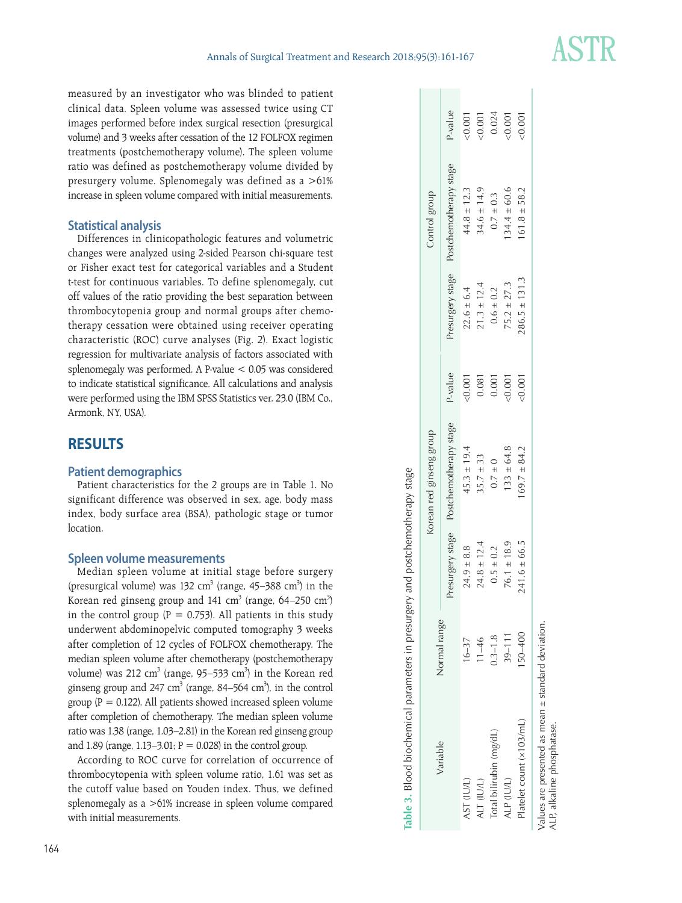measured by an investigator who was blinded to patient clinical data. Spleen volume was assessed twice using CT images performed before index surgical resection (presurgical volume) and 3 weeks after cessation of the 12 FOLFOX regimen treatments (postchemotherapy volume). The spleen volume ratio was defined as postchemotherapy volume divided by presurgery volume. Splenomegaly was defined as a >61% increase in spleen volume compared with initial measurements.

### Statistical analysis

Differences in clinicopathologic features and volumetric changes were analyzed using 2-sided Pearson chi-square test or Fisher exact test for categorical variables and a Student t-test for continuous variables. To define splenomegaly, cut off values of the ratio providing the best separation between thrombocytopenia group and normal groups after chemotherapy cessation were obtained using receiver operating characteristic (ROC) curve analyses (Fig. 2). Exact logistic regression for multivariate analysis of factors associated with splenomegaly was performed. A P-value < 0.05 was considered to indicate statistical significance. All calculations and analysis were performed using the IBM SPSS Statistics ver. 23.0 (IBM Co., Armonk, NY, USA).

## RESULTS

### Patient demographics

Patient characteristics for the 2 groups are in Table 1. No significant difference was observed in sex, age, body mass index, body surface area (BSA), pathologic stage or tumor location.

### Spleen volume measurements

Median spleen volume at initial stage before surgery (presurgical volume) was 132 $cm^3$ (range, 45–388 $cm^3$) in the Korean red ginseng group and 141 $cm^3$ (range, 64–250 $cm^3$) in the control group (P = 0.753). All patients in this study underwent abdominopelvic computed tomography 3 weeks after completion of 12 cycles of FOLFOX chemotherapy. The median spleen volume after chemotherapy (postchemotherapy volume) was 212 $cm^3$ (range, 95–533 $cm^3$) in the Korean red ginseng group and 247 $cm^3$ (range, 84–564 $cm^3$), in the control group (P = 0.122). All patients showed increased spleen volume after completion of chemotherapy. The median spleen volume ratio was 1.38 (range, 1.03–2.81) in the Korean red ginseng group and 1.89 (range, 1.13–3.01; P = 0.028) in the control group.

According to ROC curve for correlation of occurrence of thrombocytopenia with spleen volume ratio, 1.61 was set as the cutoff value based on Youden index. Thus, we defined splenomegaly as a >61% increase in spleen volume compared with initial measurements.

**Table 3.** Blood biochemical parameters in presurgery and postchemotherapy stage

| Variable | Normal range | Korean red ginseng group | | | Control group | | |
|---|---|---|---|---|---|---|---|
| | | Presurgery stage | Postchemotherapy stage | P-value | Presurgery stage | Postchemotherapy stage | P-value |
| AST (IU/L) | 16–37 | 24.9 ± 8.8 | 45.3 ± 19.4 | <0.001 | 22.6 ± 6.4 | 44.8 ± 12.3 | <0.001 |
| ALT (IU/L) | 11–46 | 24.8 ± 12.4 | 35.7 ± 33 | 0.081 | 21.3 ± 12.4 | 34.6 ± 14.9 | <0.001 |
| Total bilirubin (mg/dL) | 0.3–1.8 | 0.5 ± 0.2 | 0.7 ± 0 | 0.001 | 0.6 ± 0.2 | 0.7 ± 0.3 | 0.024 |
| ALP (IU/L) | 39–111 | 76.1 ± 18.9 | 133 ± 64.8 | <0.001 | 75.2 ± 27.3 | 134.4 ± 60.6 | <0.001 |
| Platelet count (×103/mL) | 150–400 | 241.6 ± 66.5 | 169.7 ± 84.2 | <0.001 | 286.5 ± 131.3 | 161.8 ± 58.2 | <0.001 |

Values are presented as mean ± standard deviation.
ALP, alkaline phosphatase.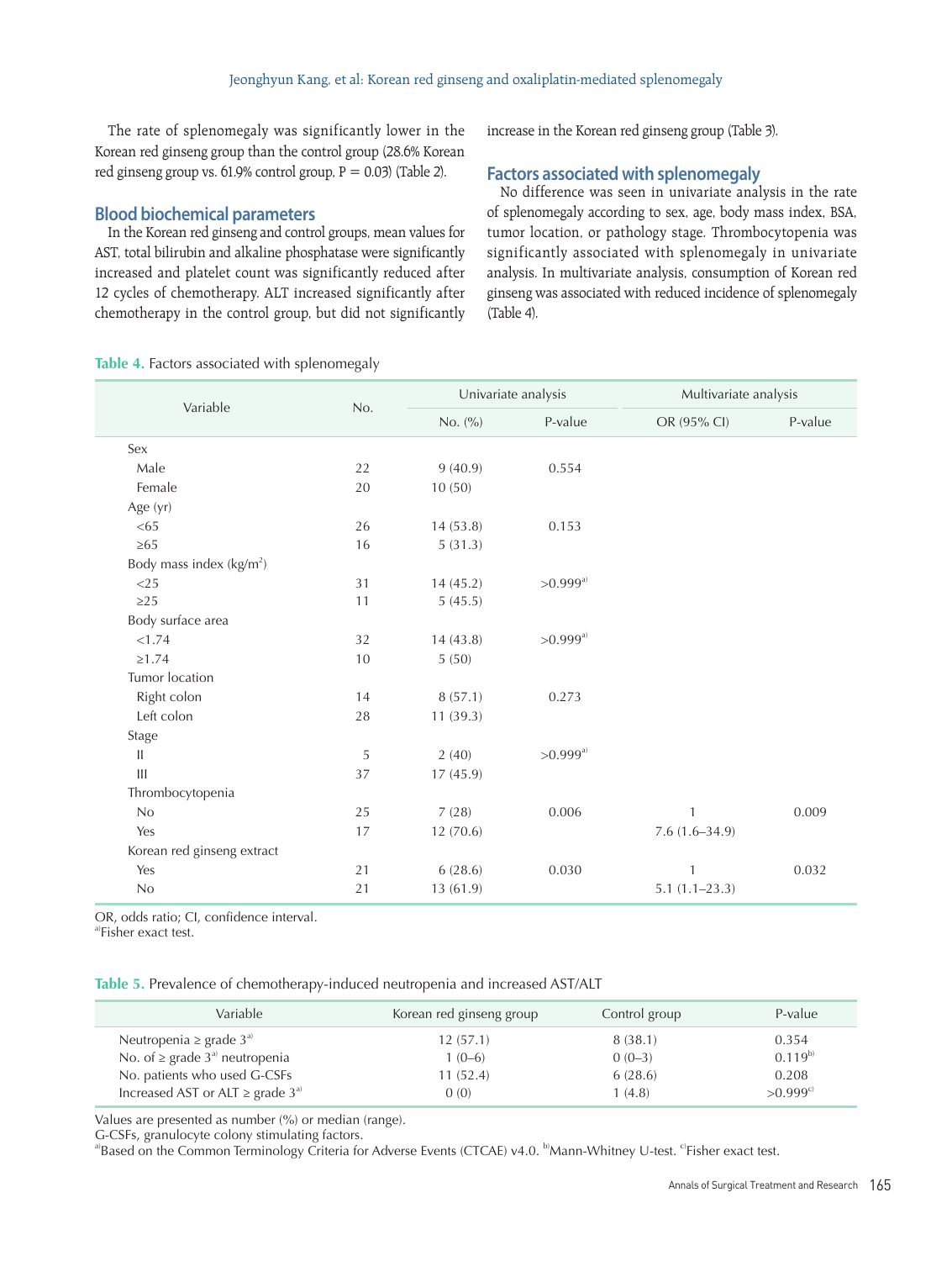The rate of splenomegaly was significantly lower in the Korean red ginseng group than the control group (28.6% Korean red ginseng group vs. 61.9% control group, P = 0.03) (Table 2).

## Blood biochemical parameters

In the Korean red ginseng and control groups, mean values for AST, total bilirubin and alkaline phosphatase were significantly increased and platelet count was significantly reduced after 12 cycles of chemotherapy. ALT increased significantly after chemotherapy in the control group, but did not significantly increase in the Korean red ginseng group (Table 3).

## Factors associated with splenomegaly

No difference was seen in univariate analysis in the rate of splenomegaly according to sex, age, body mass index, BSA, tumor location, or pathology stage. Thrombocytopenia was significantly associated with splenomegaly in univariate analysis. In multivariate analysis, consumption of Korean red ginseng was associated with reduced incidence of splenomegaly (Table 4).

**Table 4.** Factors associated with splenomegaly

| Variable | No. | Univariate analysis | | Multivariate analysis | |
|---|---|---|---|---|---|
| | | No. (%) | P-value | OR (95% CI) | P-value |
| Sex | | | | | |
| Male | 22 | 9 (40.9) | 0.554 | | |
| Female | 20 | 10 (50) | | | |
| Age (yr) | | | | | |
| <65 | 26 | 14 (53.8) | 0.153 | | |
| ≥65 | 16 | 5 (31.3) | | | |
| Body mass index (kg/m$^2$) | | | | | |
| <25 | 31 | 14 (45.2) | >0.999[a] | | |
| ≥25 | 11 | 5 (45.5) | | | |
| Body surface area | | | | | |
| <1.74 | 32 | 14 (43.8) | >0.999[a] | | |
| ≥1.74 | 10 | 5 (50) | | | |
| Tumor location | | | | | |
| Right colon | 14 | 8 (57.1) | 0.273 | | |
| Left colon | 28 | 11 (39.3) | | | |
| Stage | | | | | |
| II | 5 | 2 (40) | >0.999[a] | | |
| III | 37 | 17 (45.9) | | | |
| Thrombocytopenia | | | | | |
| No | 25 | 7 (28) | 0.006 | 1 | 0.009 |
| Yes | 17 | 12 (70.6) | | 7.6 (1.6–34.9) | |
| Korean red ginseng extract | | | | | |
| Yes | 21 | 6 (28.6) | 0.030 | 1 | 0.032 |
| No | 21 | 13 (61.9) | | 5.1 (1.1–23.3) | |

OR, odds ratio; CI, confidence interval.
[a]Fisher exact test.

**Table 5.** Prevalence of chemotherapy-induced neutropenia and increased AST/ALT

| Variable | Korean red ginseng group | Control group | P-value |
|---|---|---|---|
| Neutropenia ≥ grade 3[a] | 12 (57.1) | 8 (38.1) | 0.354 |
| No. of ≥ grade 3[a] neutropenia | 1 (0–6) | 0 (0–3) | 0.119[b] |
| No. patients who used G-CSFs | 11 (52.4) | 6 (28.6) | 0.208 |
| Increased AST or ALT ≥ grade 3[a] | 0 (0) | 1 (4.8) | >0.999[c] |

Values are presented as number (%) or median (range).
G-CSFs, granulocyte colony stimulating factors.
[a]Based on the Common Terminology Criteria for Adverse Events (CTCAE) v4.0. [b]Mann-Whitney U-test. [c]Fisher exact test.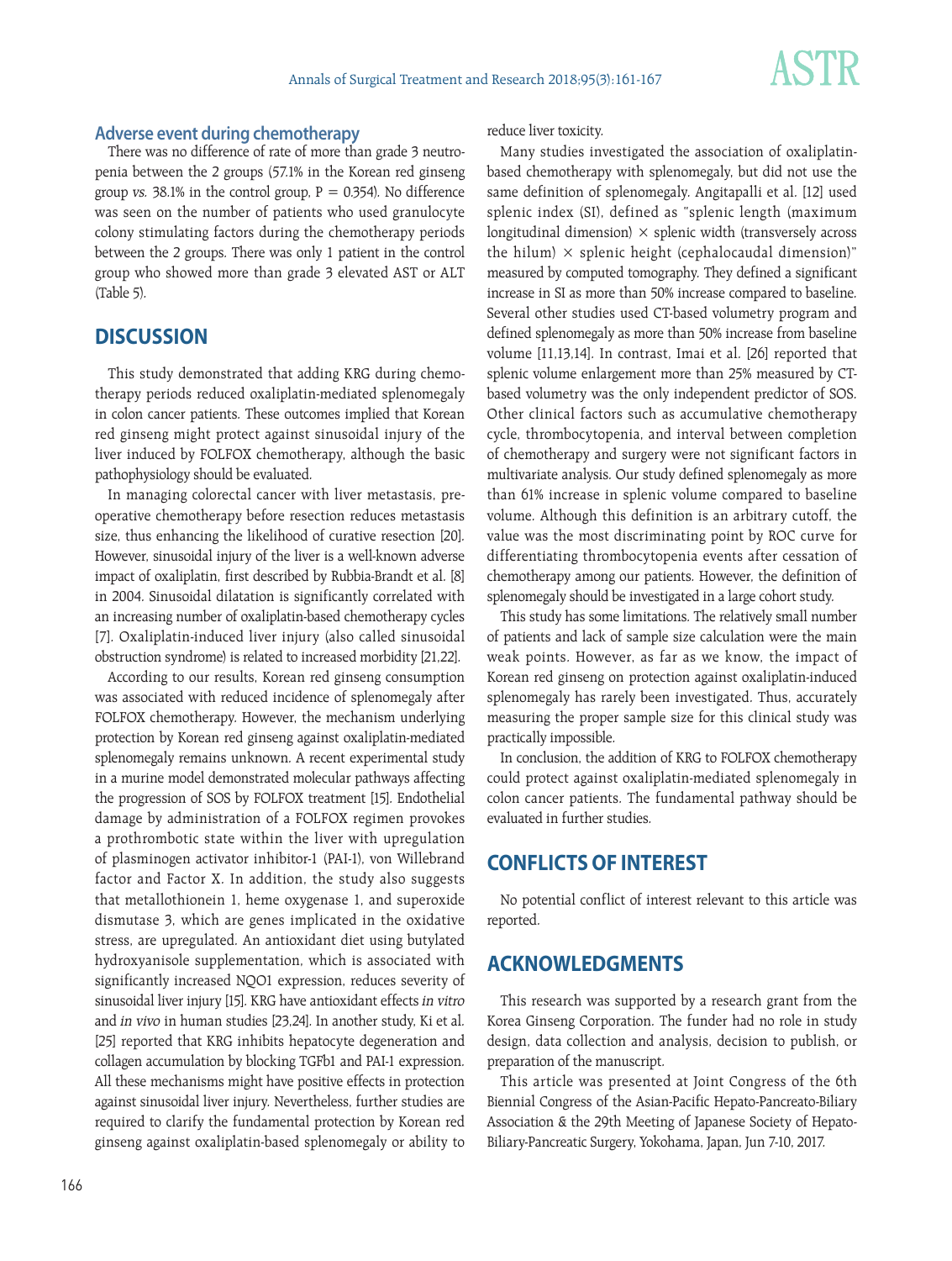### Adverse event during chemotherapy

There was no difference of rate of more than grade 3 neutropenia between the 2 groups (57.1% in the Korean red ginseng group *vs.* 38.1% in the control group, P = 0.354). No difference was seen on the number of patients who used granulocyte colony stimulating factors during the chemotherapy periods between the 2 groups. There was only 1 patient in the control group who showed more than grade 3 elevated AST or ALT (Table 5).

## DISCUSSION

This study demonstrated that adding KRG during chemotherapy periods reduced oxaliplatin-mediated splenomegaly in colon cancer patients. These outcomes implied that Korean red ginseng might protect against sinusoidal injury of the liver induced by FOLFOX chemotherapy, although the basic pathophysiology should be evaluated.

In managing colorectal cancer with liver metastasis, preoperative chemotherapy before resection reduces metastasis size, thus enhancing the likelihood of curative resection [20]. However, sinusoidal injury of the liver is a well-known adverse impact of oxaliplatin, first described by Rubbia-Brandt et al. [8] in 2004. Sinusoidal dilatation is significantly correlated with an increasing number of oxaliplatin-based chemotherapy cycles [7]. Oxaliplatin-induced liver injury (also called sinusoidal obstruction syndrome) is related to increased morbidity [21,22].

According to our results, Korean red ginseng consumption was associated with reduced incidence of splenomegaly after FOLFOX chemotherapy. However, the mechanism underlying protection by Korean red ginseng against oxaliplatin-mediated splenomegaly remains unknown. A recent experimental study in a murine model demonstrated molecular pathways affecting the progression of SOS by FOLFOX treatment [15]. Endothelial damage by administration of a FOLFOX regimen provokes a prothrombotic state within the liver with upregulation of plasminogen activator inhibitor-1 (PAI-1), von Willebrand factor and Factor X. In addition, the study also suggests that metallothionein 1, heme oxygenase 1, and superoxide dismutase 3, which are genes implicated in the oxidative stress, are upregulated. An antioxidant diet using butylated hydroxyanisole supplementation, which is associated with significantly increased NQO1 expression, reduces severity of sinusoidal liver injury [15]. KRG have antioxidant effects *in vitro* and *in vivo* in human studies [23,24]. In another study, Ki et al. [25] reported that KRG inhibits hepatocyte degeneration and collagen accumulation by blocking TGFb1 and PAI-1 expression. All these mechanisms might have positive effects in protection against sinusoidal liver injury. Nevertheless, further studies are required to clarify the fundamental protection by Korean red ginseng against oxaliplatin-based splenomegaly or ability to reduce liver toxicity.

Many studies investigated the association of oxaliplatin-based chemotherapy with splenomegaly, but did not use the same definition of splenomegaly. Angitapalli et al. [12] used splenic index (SI), defined as "splenic length (maximum longitudinal dimension) × splenic width (transversely across the hilum) × splenic height (cephalocaudal dimension)" measured by computed tomography. They defined a significant increase in SI as more than 50% increase compared to baseline. Several other studies used CT-based volumetry program and defined splenomegaly as more than 50% increase from baseline volume [11,13,14]. In contrast, Imai et al. [26] reported that splenic volume enlargement more than 25% measured by CT-based volumetry was the only independent predictor of SOS. Other clinical factors such as accumulative chemotherapy cycle, thrombocytopenia, and interval between completion of chemotherapy and surgery were not significant factors in multivariate analysis. Our study defined splenomegaly as more than 61% increase in splenic volume compared to baseline volume. Although this definition is an arbitrary cutoff, the value was the most discriminating point by ROC curve for differentiating thrombocytopenia events after cessation of chemotherapy among our patients. However, the definition of splenomegaly should be investigated in a large cohort study.

This study has some limitations. The relatively small number of patients and lack of sample size calculation were the main weak points. However, as far as we know, the impact of Korean red ginseng on protection against oxaliplatin-induced splenomegaly has rarely been investigated. Thus, accurately measuring the proper sample size for this clinical study was practically impossible.

In conclusion, the addition of KRG to FOLFOX chemotherapy could protect against oxaliplatin-mediated splenomegaly in colon cancer patients. The fundamental pathway should be evaluated in further studies.

## CONFLICTS OF INTEREST

No potential conflict of interest relevant to this article was reported.

## ACKNOWLEDGMENTS

This research was supported by a research grant from the Korea Ginseng Corporation. The funder had no role in study design, data collection and analysis, decision to publish, or preparation of the manuscript.

This article was presented at Joint Congress of the 6th Biennial Congress of the Asian-Pacific Hepato-Pancreato-Biliary Association & the 29th Meeting of Japanese Society of Hepato-Biliary-Pancreatic Surgery, Yokohama, Japan, Jun 7-10, 2017.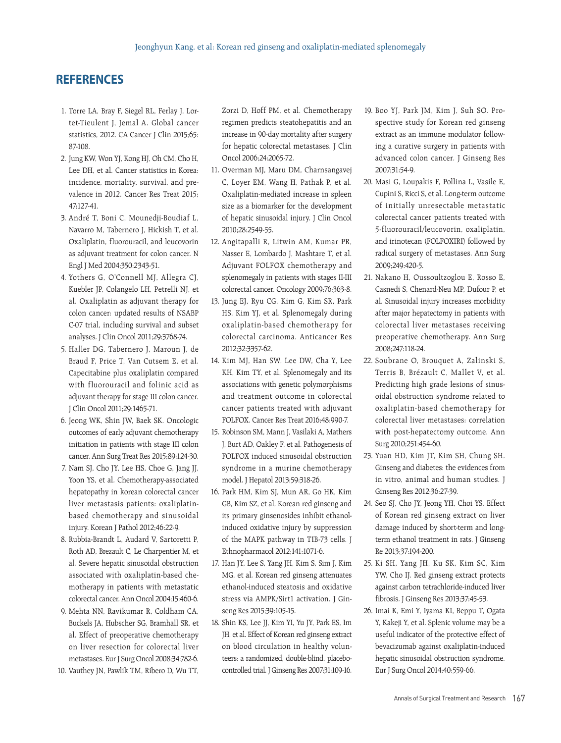## REFERENCES

1. Torre LA, Bray F, Siegel RL, Ferlay J, Lortet-Tieulent J, Jemal A. Global cancer statistics, 2012. CA Cancer J Clin 2015;65:87-108.
2. Jung KW, Won YJ, Kong HJ, Oh CM, Cho H, Lee DH, et al. Cancer statistics in Korea: incidence, mortality, survival, and prevalence in 2012. Cancer Res Treat 2015;47:127-41.
3. André T, Boni C, Mounedji-Boudiaf L, Navarro M, Tabernero J, Hickish T, et al. Oxaliplatin, fluorouracil, and leucovorin as adjuvant treatment for colon cancer. N Engl J Med 2004;350:2343-51.
4. Yothers G, O'Connell MJ, Allegra CJ, Kuebler JP, Colangelo LH, Petrelli NJ, et al. Oxaliplatin as adjuvant therapy for colon cancer: updated results of NSABP C-07 trial, including survival and subset analyses. J Clin Oncol 2011;29:3768-74.
5. Haller DG, Tabernero J, Maroun J, de Braud F, Price T, Van Cutsem E, et al. Capecitabine plus oxaliplatin compared with fluorouracil and folinic acid as adjuvant therapy for stage III colon cancer. J Clin Oncol 2011;29:1465-71.
6. Jeong WK, Shin JW, Baek SK. Oncologic outcomes of early adjuvant chemotherapy initiation in patients with stage III colon cancer. Ann Surg Treat Res 2015;89:124-30.
7. Nam SJ, Cho JY, Lee HS, Choe G, Jang JJ, Yoon YS, et al. Chemotherapy-associated hepatopathy in korean colorectal cancer liver metastasis patients: oxaliplatin-based chemotherapy and sinusoidal injury. Korean J Pathol 2012;46:22-9.
8. Rubbia-Brandt L, Audard V, Sartoretti P, Roth AD, Brezault C, Le Charpentier M, et al. Severe hepatic sinusoidal obstruction associated with oxaliplatin-based chemotherapy in patients with metastatic colorectal cancer. Ann Oncol 2004;15:460-6.
9. Mehta NN, Ravikumar R, Coldham CA, Buckels JA, Hubscher SG, Bramhall SR, et al. Effect of preoperative chemotherapy on liver resection for colorectal liver metastases. Eur J Surg Oncol 2008;34:782-6.
10. Vauthey JN, Pawlik TM, Ribero D, Wu TT, Zorzi D, Hoff PM, et al. Chemotherapy regimen predicts steatohepatitis and an increase in 90-day mortality after surgery for hepatic colorectal metastases. J Clin Oncol 2006;24:2065-72.
11. Overman MJ, Maru DM, Charnsangavej C, Loyer EM, Wang H, Pathak P, et al. Oxaliplatin-mediated increase in spleen size as a biomarker for the development of hepatic sinusoidal injury. J Clin Oncol 2010;28:2549-55.
12. Angitapalli R, Litwin AM, Kumar PR, Nasser E, Lombardo J, Mashtare T, et al. Adjuvant FOLFOX chemotherapy and splenomegaly in patients with stages II-III colorectal cancer. Oncology 2009;76:363-8.
13. Jung EJ, Ryu CG, Kim G, Kim SR, Park HS, Kim YJ, et al. Splenomegaly during oxaliplatin-based chemotherapy for colorectal carcinoma. Anticancer Res 2012;32:3357-62.
14. Kim MJ, Han SW, Lee DW, Cha Y, Lee KH, Kim TY, et al. Splenomegaly and its associations with genetic polymorphisms and treatment outcome in colorectal cancer patients treated with adjuvant FOLFOX. Cancer Res Treat 2016;48:990-7.
15. Robinson SM, Mann J, Vasilaki A, Mathers J, Burt AD, Oakley F, et al. Pathogenesis of FOLFOX induced sinusoidal obstruction syndrome in a murine chemotherapy model. J Hepatol 2013;59:318-26.
16. Park HM, Kim SJ, Mun AR, Go HK, Kim GB, Kim SZ, et al. Korean red ginseng and its primary ginsenosides inhibit ethanol-induced oxidative injury by suppression of the MAPK pathway in TIB-73 cells. J Ethnopharmacol 2012;141:1071-6.
17. Han JY, Lee S, Yang JH, Kim S, Sim J, Kim MG, et al. Korean red ginseng attenuates ethanol-induced steatosis and oxidative stress via AMPK/Sirt1 activation. J Ginseng Res 2015;39:105-15.
18. Shin KS, Lee JJ, Kim YI, Yu JY, Park ES, Im JH, et al. Effect of Korean red ginseng extract on blood circulation in healthy volunteers: a randomized, double-blind, placebo-controlled trial. J Ginseng Res 2007;31:109-16.
19. Boo YJ, Park JM, Kim J, Suh SO. Prospective study for Korean red ginseng extract as an immune modulator following a curative surgery in patients with advanced colon cancer. J Ginseng Res 2007;31:54-9.
20. Masi G, Loupakis F, Pollina L, Vasile E, Cupini S, Ricci S, et al. Long-term outcome of initially unresectable metastatic colorectal cancer patients treated with 5-fluorouracil/leucovorin, oxaliplatin, and irinotecan (FOLFOXIRI) followed by radical surgery of metastases. Ann Surg 2009;249:420-5.
21. Nakano H, Oussoultzoglou E, Rosso E, Casnedi S, Chenard-Neu MP, Dufour P, et al. Sinusoidal injury increases morbidity after major hepatectomy in patients with colorectal liver metastases receiving preoperative chemotherapy. Ann Surg 2008;247:118-24.
22. Soubrane O, Brouquet A, Zalinski S, Terris B, Brézault C, Mallet V, et al. Predicting high grade lesions of sinusoidal obstruction syndrome related to oxaliplatin-based chemotherapy for colorectal liver metastases: correlation with post-hepatectomy outcome. Ann Surg 2010;251:454-60.
23. Yuan HD, Kim JT, Kim SH, Chung SH. Ginseng and diabetes: the evidences from in vitro, animal and human studies. J Ginseng Res 2012;36:27-39.
24. Seo SJ, Cho JY, Jeong YH, Choi YS. Effect of Korean red ginseng extract on liver damage induced by short-term and long-term ethanol treatment in rats. J Ginseng Re 2013;37:194-200.
25. Ki SH, Yang JH, Ku SK, Kim SC, Kim YW, Cho IJ. Red ginseng extract protects against carbon tetrachloride-induced liver fibrosis. J Ginseng Res 2013;37:45-53.
26. Imai K, Emi Y, Iyama KI, Beppu T, Ogata Y, Kakeji Y, et al. Splenic volume may be a useful indicator of the protective effect of bevacizumab against oxaliplatin-induced hepatic sinusoidal obstruction syndrome. Eur J Surg Oncol 2014;40:559-66.